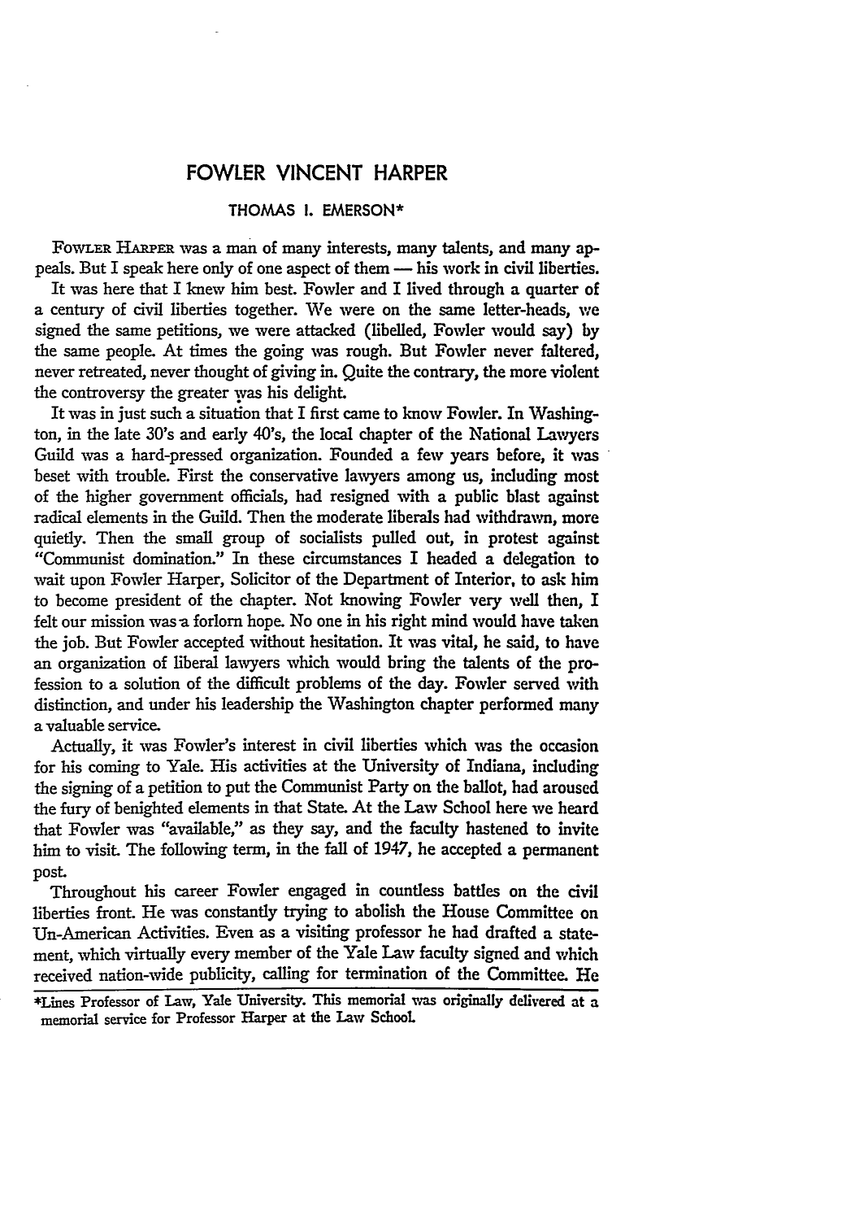# FOWLER VINCENT HARPER

### THOMAS I. EMERSON*

FOWLER HARPER was a man of many interests, many talents, and many appeals. But I speak here only of one aspect of them — his work in civil liberties.

It was here that I knew him best. Fowler and I lived through a quarter of a century of civil liberties together. We were on the same letter-heads, we signed the same petitions, we were attacked (libelled, Fowler would say) by the same people. At times the going was rough. But Fowler never faltered, never retreated, never thought of giving in. Quite the contrary, the more violent the controversy the greater was his delight.

It was in just such a situation that I first came to know Fowler. In Washington, in the late 30's and early 40's, the local chapter of the National Lawyers Guild was a hard-pressed organization. Founded a few years before, it was beset with trouble. First the conservative lawyers among us, including most of the higher government officials, had resigned with a public blast against radical elements in the Guild. Then the moderate liberals had withdrawn, more quietly. Then the small group of socialists pulled out, in protest against "Communist domination." In these circumstances I headed a delegation to wait upon Fowler Harper, Solicitor of the Department of Interior, to ask him to become president of the chapter. Not knowing Fowler very well then, I felt our mission was a forlorn hope. No one in his right mind would have taken the job. But Fowler accepted without hesitation. It was vital, he said, to have an organization of liberal lawyers which would bring the talents of the profession to a solution of the difficult problems of the day. Fowler served with distinction, and under his leadership the Washington chapter performed many a valuable service.

Actually, it was Fowler's interest in civil liberties which was the occasion for his coming to Yale. His activities at the University of Indiana, including the signing of a petition to put the Communist Party on the ballot, had aroused the fury of benighted elements in that State. At the Law School here we heard that Fowler was "available," as they say, and the faculty hastened to invite him to visit. The following term, in the fall of 1947, he accepted a permanent post.

Throughout his career Fowler engaged in countless battles on the civil liberties front. He was constantly trying to abolish the House Committee on Un-American Activities. Even as a visiting professor he had drafted a statement, which virtually every member of the Yale Law faculty signed and which received nation-wide publicity, calling for termination of the Committee. He

*Lines Professor of Law, Yale University. This memorial was originally delivered at a memorial service for Professor Harper at the Law School.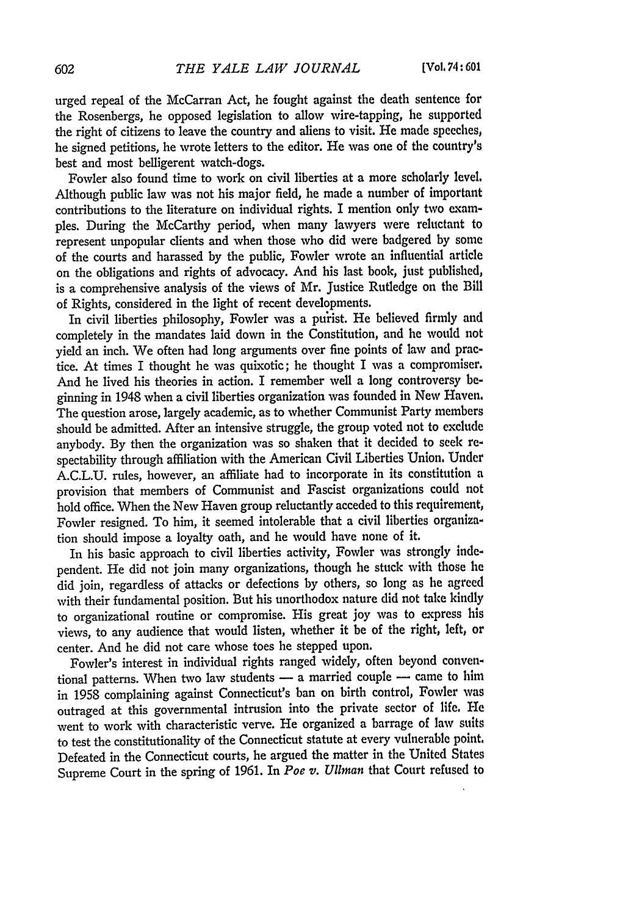urged repeal of the McCarran Act, he fought against the death sentence for the Rosenbergs, he opposed legislation to allow wire-tapping, he supported the right of citizens to leave the country and aliens to visit. He made speeches, he signed petitions, he wrote letters to the editor. He was one of the country's best and most belligerent watch-dogs.

Fowler also found time to work on civil liberties at a more scholarly level. Although public law was not his major field, he made a number of important contributions to the literature on individual rights. I mention only two examples. During the McCarthy period, when many lawyers were reluctant to represent unpopular clients and when those who did were badgered by some of the courts and harassed by the public, Fowler wrote an influential article on the obligations and rights of advocacy. And his last book, just published, is a comprehensive analysis of the views of Mr. Justice Rutledge on the Bill of Rights, considered in the light of recent developments.

In civil liberties philosophy, Fowler was a purist. He believed firmly and completely in the mandates laid down in the Constitution, and he would not yield an inch. We often had long arguments over fine points of law and practice. At times I thought he was quixotic; he thought I was a compromiser. And he lived his theories in action. I remember well a long controversy beginning in 1948 when a civil liberties organization was founded in New Haven. The question arose, largely academic, as to whether Communist Party members should be admitted. After an intensive struggle, the group voted not to exclude anybody. By then the organization was so shaken that it decided to seek respectability through affiliation with the American Civil Liberties Union. Under A.C.L.U. rules, however, an affiliate had to incorporate in its constitution a provision that members of Communist and Fascist organizations could not hold office. When the New Haven group reluctantly acceded to this requirement, Fowler resigned. To him, it seemed intolerable that a civil liberties organization should impose a loyalty oath, and he would have none of it.

In his basic approach to civil liberties activity, Fowler was strongly independent. He did not join many organizations, though he stuck with those he did join, regardless of attacks or defections by others, so long as he agreed with their fundamental position. But his unorthodox nature did not take kindly to organizational routine or compromise. His great joy was to express his views, to any audience that would listen, whether it be of the right, left, or center. And he did not care whose toes he stepped upon.

Fowler's interest in individual rights ranged widely, often beyond conventional patterns. When two law students — a married couple — came to him in 1958 complaining against Connecticut's ban on birth control, Fowler was outraged at this governmental intrusion into the private sector of life. He went to work with characteristic verve. He organized a barrage of law suits to test the constitutionality of the Connecticut statute at every vulnerable point. Defeated in the Connecticut courts, he argued the matter in the United States Supreme Court in the spring of 1961. In *Poe v. Ullman* that Court refused to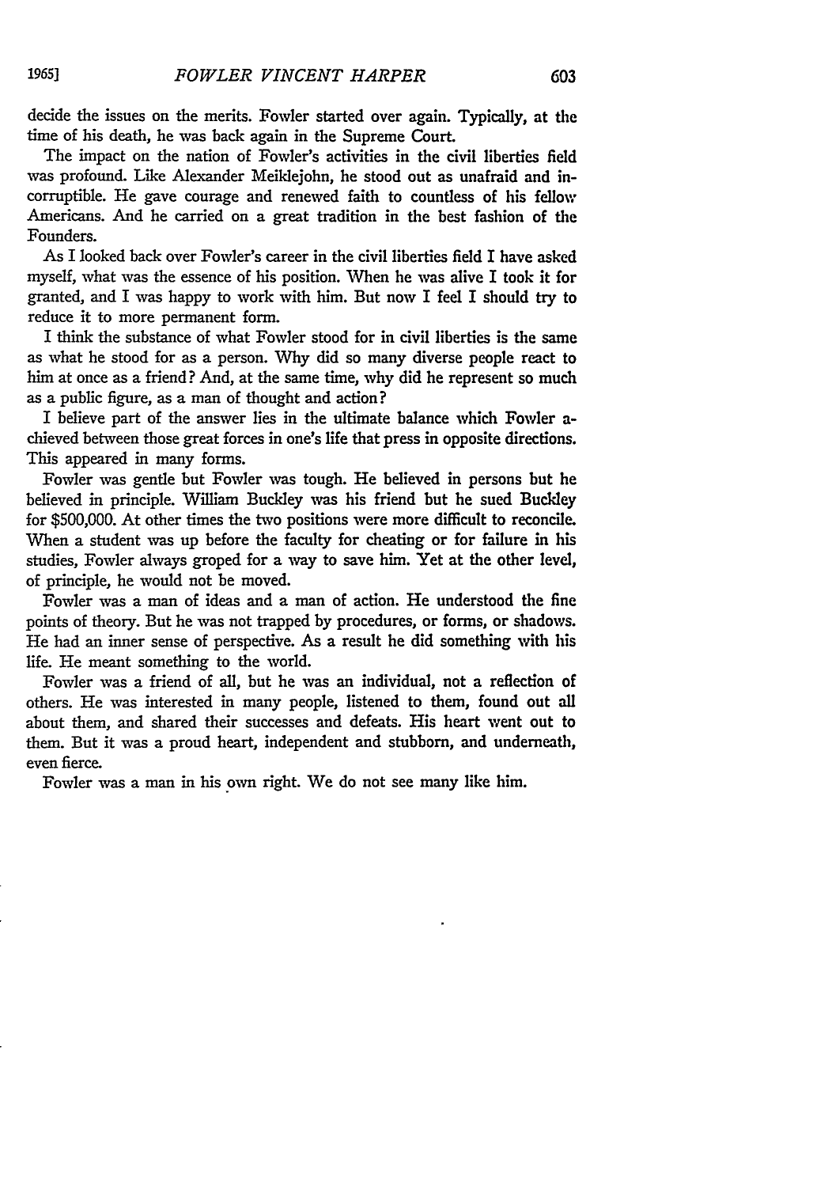decide the issues on the merits. Fowler started over again. Typically, at the time of his death, he was back again in the Supreme Court.

The impact on the nation of Fowler's activities in the civil liberties field was profound. Like Alexander Meiklejohn, he stood out as unafraid and incorruptible. He gave courage and renewed faith to countless of his fellow Americans. And he carried on a great tradition in the best fashion of the Founders.

As I looked back over Fowler's career in the civil liberties field I have asked myself, what was the essence of his position. When he was alive I took it for granted, and I was happy to work with him. But now I feel I should try to reduce it to more permanent form.

I think the substance of what Fowler stood for in civil liberties is the same as what he stood for as a person. Why did so many diverse people react to him at once as a friend? And, at the same time, why did he represent so much as a public figure, as a man of thought and action?

I believe part of the answer lies in the ultimate balance which Fowler achieved between those great forces in one's life that press in opposite directions. This appeared in many forms.

Fowler was gentle but Fowler was tough. He believed in persons but he believed in principle. William Buckley was his friend but he sued Buckley for $500,000. At other times the two positions were more difficult to reconcile. When a student was up before the faculty for cheating or for failure in his studies, Fowler always groped for a way to save him. Yet at the other level, of principle, he would not be moved.

Fowler was a man of ideas and a man of action. He understood the fine points of theory. But he was not trapped by procedures, or forms, or shadows. He had an inner sense of perspective. As a result he did something with his life. He meant something to the world.

Fowler was a friend of all, but he was an individual, not a reflection of others. He was interested in many people, listened to them, found out all about them, and shared their successes and defeats. His heart went out to them. But it was a proud heart, independent and stubborn, and underneath, even fierce.

Fowler was a man in his own right. We do not see many like him.